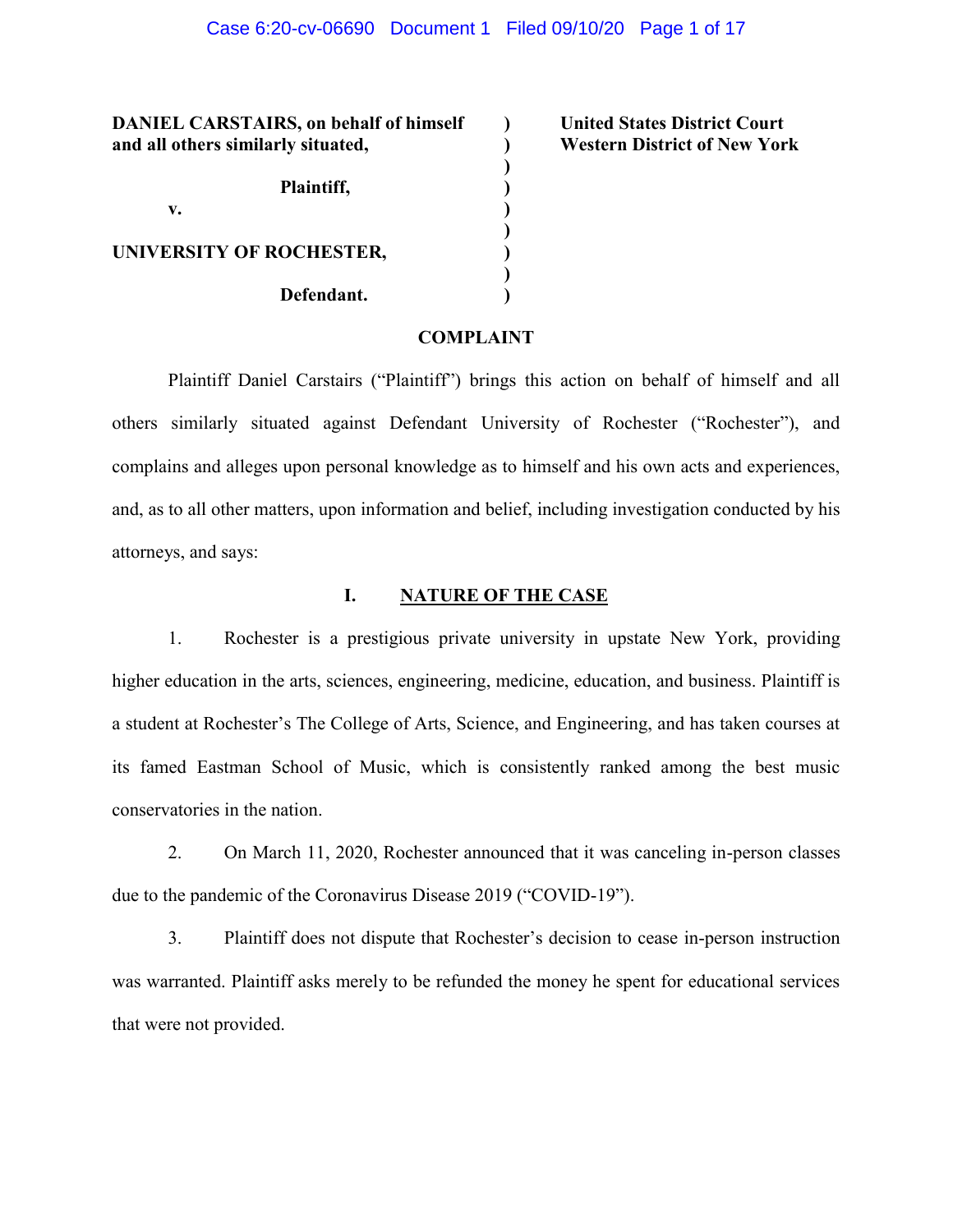**DANIEL CARSTAIRS, on behalf of himself and all others similarly situated,**

**Plaintiff,**

**v.**

**UNIVERSITY OF ROCHESTER,**

**Defendant.**

**United States District Court**
**Western District of New York**

**COMPLAINT**

Plaintiff Daniel Carstairs ("Plaintiff") brings this action on behalf of himself and all others similarly situated against Defendant University of Rochester ("Rochester"), and complains and alleges upon personal knowledge as to himself and his own acts and experiences, and, as to all other matters, upon information and belief, including investigation conducted by his attorneys, and says:

## I. NATURE OF THE CASE

1. Rochester is a prestigious private university in upstate New York, providing higher education in the arts, sciences, engineering, medicine, education, and business. Plaintiff is a student at Rochester's The College of Arts, Science, and Engineering, and has taken courses at its famed Eastman School of Music, which is consistently ranked among the best music conservatories in the nation.

2. On March 11, 2020, Rochester announced that it was canceling in-person classes due to the pandemic of the Coronavirus Disease 2019 ("COVID-19").

3. Plaintiff does not dispute that Rochester's decision to cease in-person instruction was warranted. Plaintiff asks merely to be refunded the money he spent for educational services that were not provided.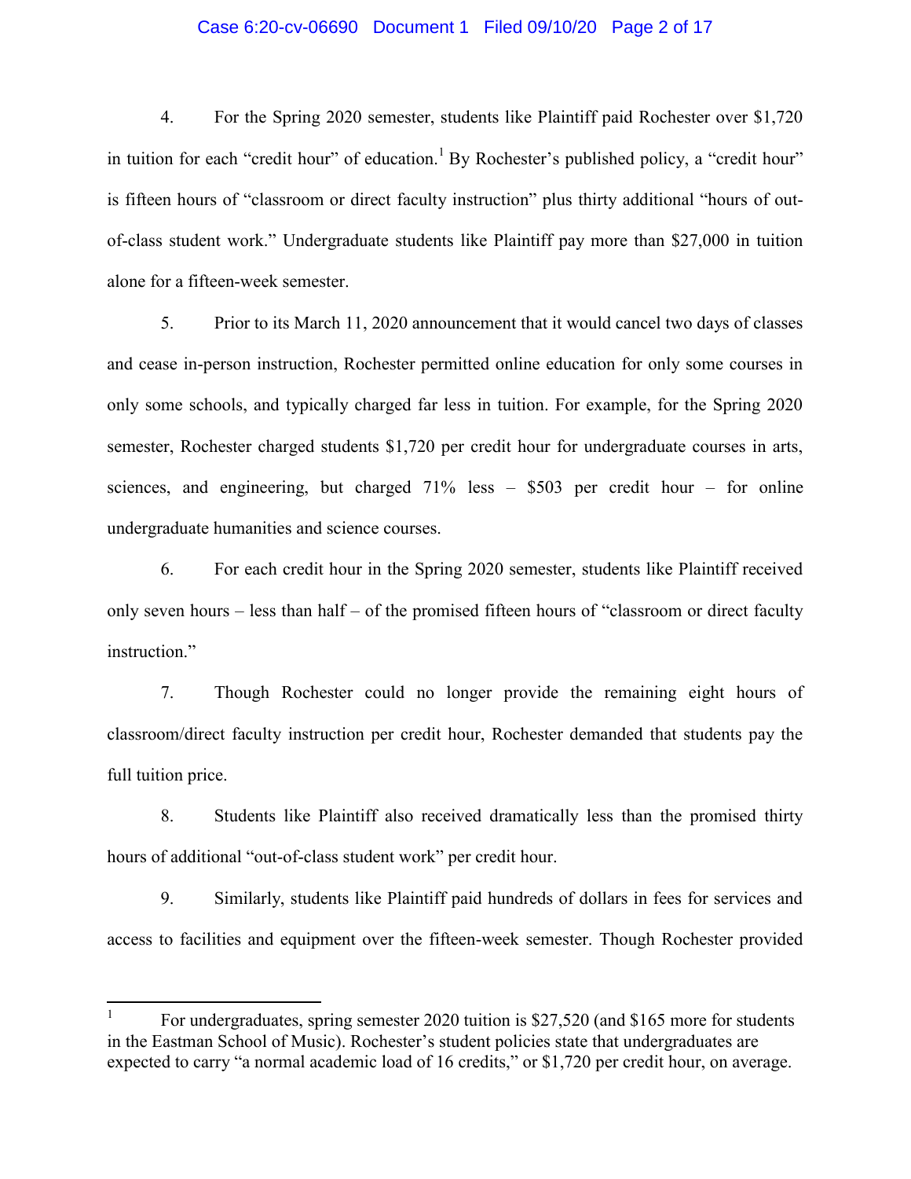4. For the Spring 2020 semester, students like Plaintiff paid Rochester over $1,720 in tuition for each "credit hour" of education.[1] By Rochester's published policy, a "credit hour" is fifteen hours of "classroom or direct faculty instruction" plus thirty additional "hours of out-of-class student work." Undergraduate students like Plaintiff pay more than $27,000 in tuition alone for a fifteen-week semester.

5. Prior to its March 11, 2020 announcement that it would cancel two days of classes and cease in-person instruction, Rochester permitted online education for only some courses in only some schools, and typically charged far less in tuition. For example, for the Spring 2020 semester, Rochester charged students $1,720 per credit hour for undergraduate courses in arts, sciences, and engineering, but charged 71% less – $503 per credit hour – for online undergraduate humanities and science courses.

6. For each credit hour in the Spring 2020 semester, students like Plaintiff received only seven hours – less than half – of the promised fifteen hours of "classroom or direct faculty instruction."

7. Though Rochester could no longer provide the remaining eight hours of classroom/direct faculty instruction per credit hour, Rochester demanded that students pay the full tuition price.

8. Students like Plaintiff also received dramatically less than the promised thirty hours of additional "out-of-class student work" per credit hour.

9. Similarly, students like Plaintiff paid hundreds of dollars in fees for services and access to facilities and equipment over the fifteen-week semester. Though Rochester provided

---

[1] For undergraduates, spring semester 2020 tuition is $27,520 (and $165 more for students in the Eastman School of Music). Rochester's student policies state that undergraduates are expected to carry "a normal academic load of 16 credits," or $1,720 per credit hour, on average.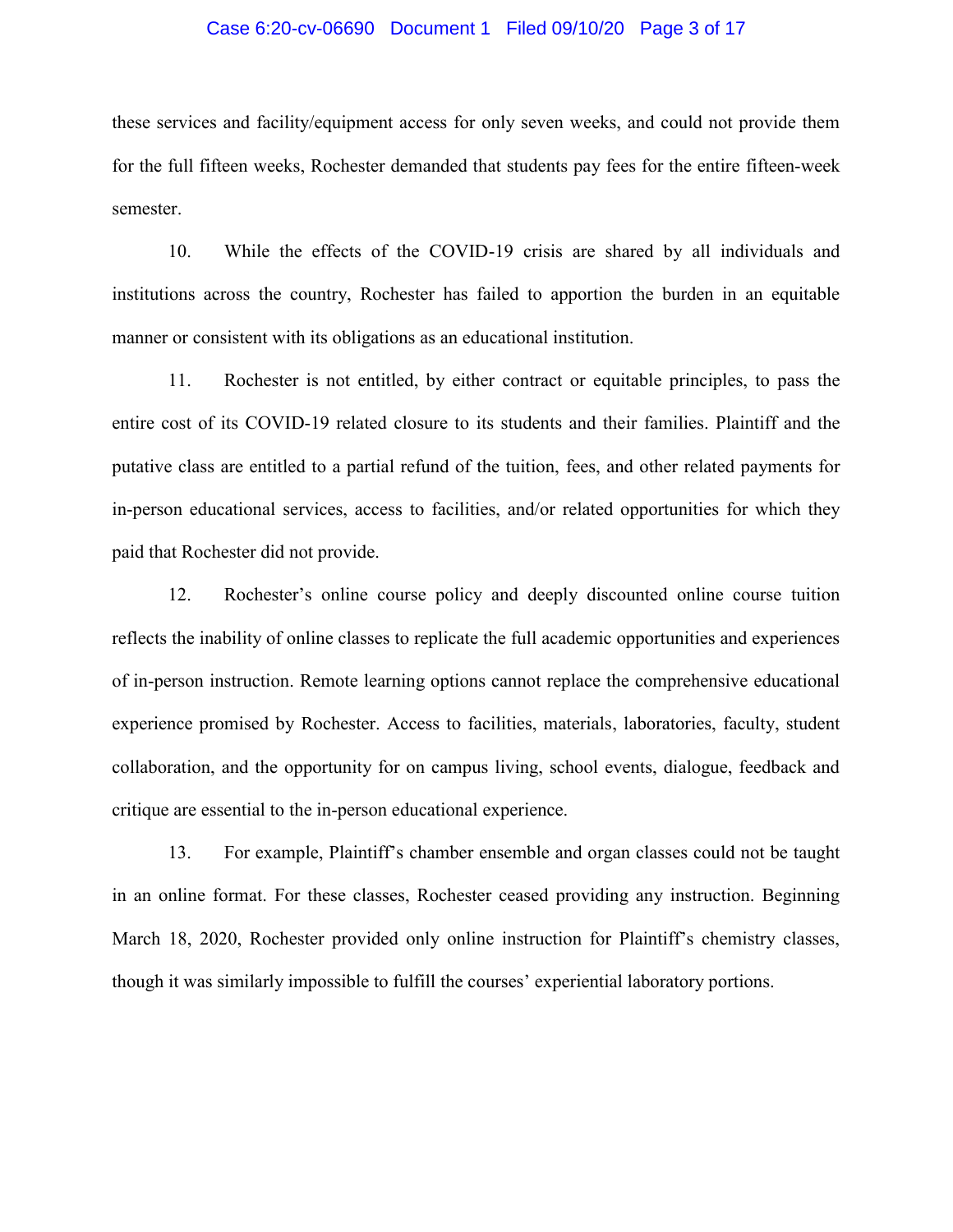these services and facility/equipment access for only seven weeks, and could not provide them for the full fifteen weeks, Rochester demanded that students pay fees for the entire fifteen-week semester.

10. While the effects of the COVID-19 crisis are shared by all individuals and institutions across the country, Rochester has failed to apportion the burden in an equitable manner or consistent with its obligations as an educational institution.

11. Rochester is not entitled, by either contract or equitable principles, to pass the entire cost of its COVID-19 related closure to its students and their families. Plaintiff and the putative class are entitled to a partial refund of the tuition, fees, and other related payments for in-person educational services, access to facilities, and/or related opportunities for which they paid that Rochester did not provide.

12. Rochester's online course policy and deeply discounted online course tuition reflects the inability of online classes to replicate the full academic opportunities and experiences of in-person instruction. Remote learning options cannot replace the comprehensive educational experience promised by Rochester. Access to facilities, materials, laboratories, faculty, student collaboration, and the opportunity for on campus living, school events, dialogue, feedback and critique are essential to the in-person educational experience.

13. For example, Plaintiff's chamber ensemble and organ classes could not be taught in an online format. For these classes, Rochester ceased providing any instruction. Beginning March 18, 2020, Rochester provided only online instruction for Plaintiff's chemistry classes, though it was similarly impossible to fulfill the courses' experiential laboratory portions.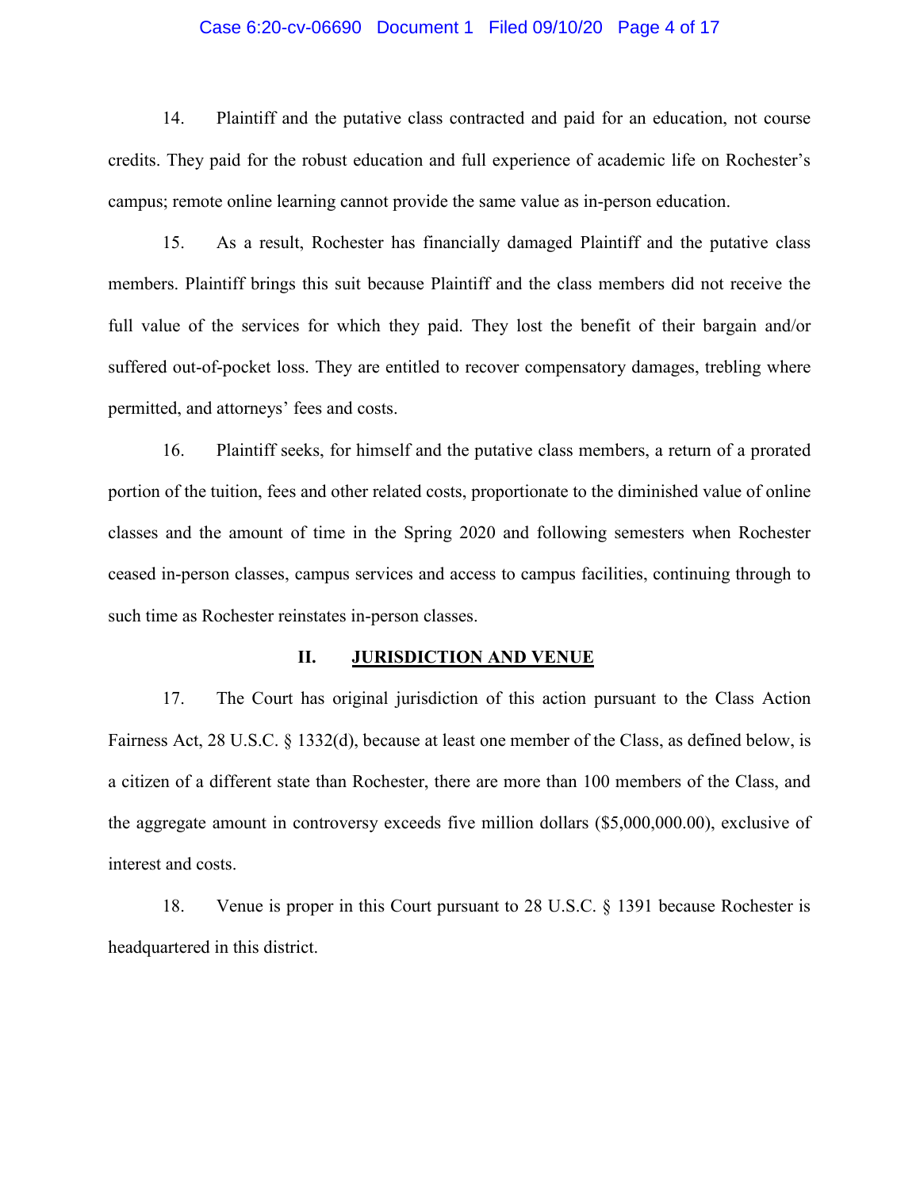14. Plaintiff and the putative class contracted and paid for an education, not course credits. They paid for the robust education and full experience of academic life on Rochester's campus; remote online learning cannot provide the same value as in-person education.

15. As a result, Rochester has financially damaged Plaintiff and the putative class members. Plaintiff brings this suit because Plaintiff and the class members did not receive the full value of the services for which they paid. They lost the benefit of their bargain and/or suffered out-of-pocket loss. They are entitled to recover compensatory damages, trebling where permitted, and attorneys' fees and costs.

16. Plaintiff seeks, for himself and the putative class members, a return of a prorated portion of the tuition, fees and other related costs, proportionate to the diminished value of online classes and the amount of time in the Spring 2020 and following semesters when Rochester ceased in-person classes, campus services and access to campus facilities, continuing through to such time as Rochester reinstates in-person classes.

## II. JURISDICTION AND VENUE

17. The Court has original jurisdiction of this action pursuant to the Class Action Fairness Act, 28 U.S.C. § 1332(d), because at least one member of the Class, as defined below, is a citizen of a different state than Rochester, there are more than 100 members of the Class, and the aggregate amount in controversy exceeds five million dollars ($5,000,000.00), exclusive of interest and costs.

18. Venue is proper in this Court pursuant to 28 U.S.C. § 1391 because Rochester is headquartered in this district.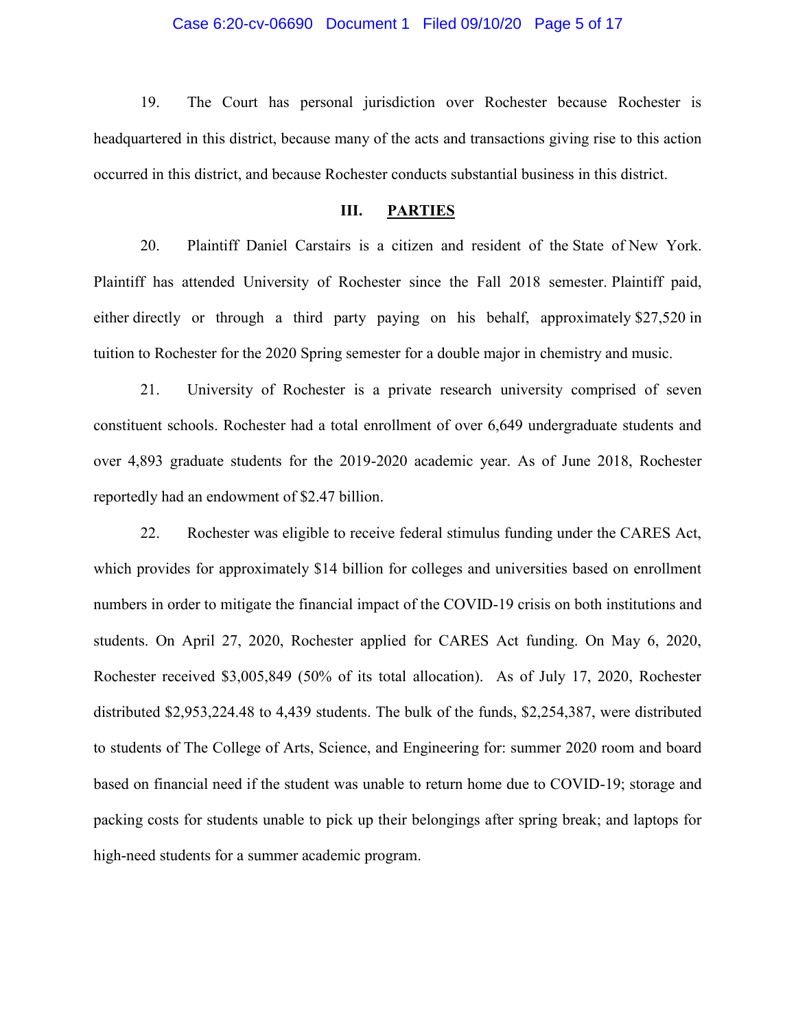19. The Court has personal jurisdiction over Rochester because Rochester is headquartered in this district, because many of the acts and transactions giving rise to this action occurred in this district, and because Rochester conducts substantial business in this district.

## III. PARTIES

20. Plaintiff Daniel Carstairs is a citizen and resident of the State of New York. Plaintiff has attended University of Rochester since the Fall 2018 semester. Plaintiff paid, either directly or through a third party paying on his behalf, approximately $27,520 in tuition to Rochester for the 2020 Spring semester for a double major in chemistry and music.

21. University of Rochester is a private research university comprised of seven constituent schools. Rochester had a total enrollment of over 6,649 undergraduate students and over 4,893 graduate students for the 2019-2020 academic year. As of June 2018, Rochester reportedly had an endowment of $2.47 billion.

22. Rochester was eligible to receive federal stimulus funding under the CARES Act, which provides for approximately $14 billion for colleges and universities based on enrollment numbers in order to mitigate the financial impact of the COVID-19 crisis on both institutions and students. On April 27, 2020, Rochester applied for CARES Act funding. On May 6, 2020, Rochester received $3,005,849 (50% of its total allocation). As of July 17, 2020, Rochester distributed $2,953,224.48 to 4,439 students. The bulk of the funds, $2,254,387, were distributed to students of The College of Arts, Science, and Engineering for: summer 2020 room and board based on financial need if the student was unable to return home due to COVID-19; storage and packing costs for students unable to pick up their belongings after spring break; and laptops for high-need students for a summer academic program.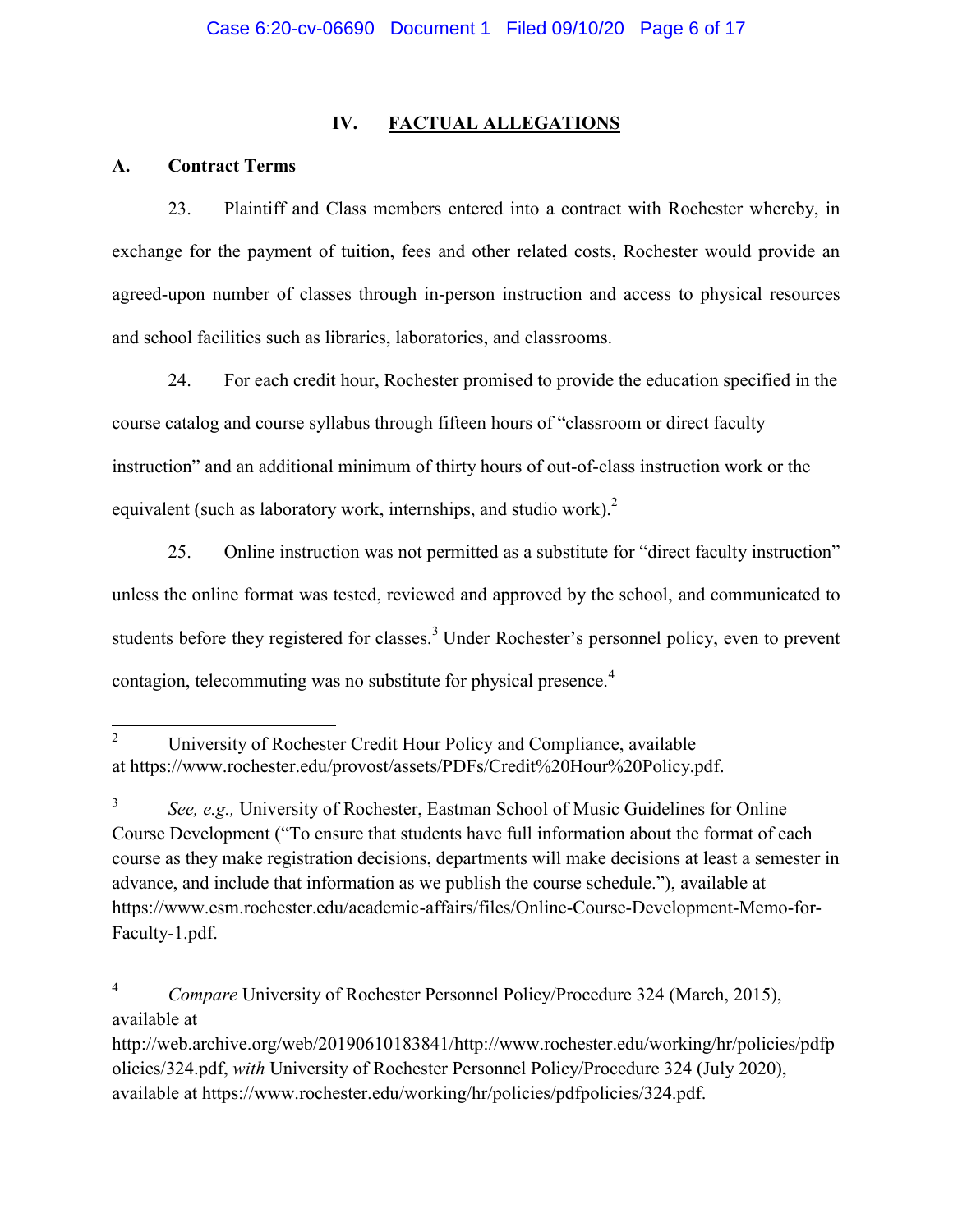## IV. FACTUAL ALLEGATIONS

### A. Contract Terms

23. Plaintiff and Class members entered into a contract with Rochester whereby, in exchange for the payment of tuition, fees and other related costs, Rochester would provide an agreed-upon number of classes through in-person instruction and access to physical resources and school facilities such as libraries, laboratories, and classrooms.

24. For each credit hour, Rochester promised to provide the education specified in the course catalog and course syllabus through fifteen hours of "classroom or direct faculty instruction" and an additional minimum of thirty hours of out-of-class instruction work or the equivalent (such as laboratory work, internships, and studio work).[2]

25. Online instruction was not permitted as a substitute for "direct faculty instruction" unless the online format was tested, reviewed and approved by the school, and communicated to students before they registered for classes.[3] Under Rochester's personnel policy, even to prevent contagion, telecommuting was no substitute for physical presence.[4]

---

[2] University of Rochester Credit Hour Policy and Compliance, available at https://www.rochester.edu/provost/assets/PDFs/Credit%20Hour%20Policy.pdf.

[3] *See, e.g.,* University of Rochester, Eastman School of Music Guidelines for Online Course Development ("To ensure that students have full information about the format of each course as they make registration decisions, departments will make decisions at least a semester in advance, and include that information as we publish the course schedule."), available at https://www.esm.rochester.edu/academic-affairs/files/Online-Course-Development-Memo-for-Faculty-1.pdf.

[4] *Compare* University of Rochester Personnel Policy/Procedure 324 (March, 2015), available at http://web.archive.org/web/20190610183841/http://www.rochester.edu/working/hr/policies/pdfpolicies/324.pdf, *with* University of Rochester Personnel Policy/Procedure 324 (July 2020), available at https://www.rochester.edu/working/hr/policies/pdfpolicies/324.pdf.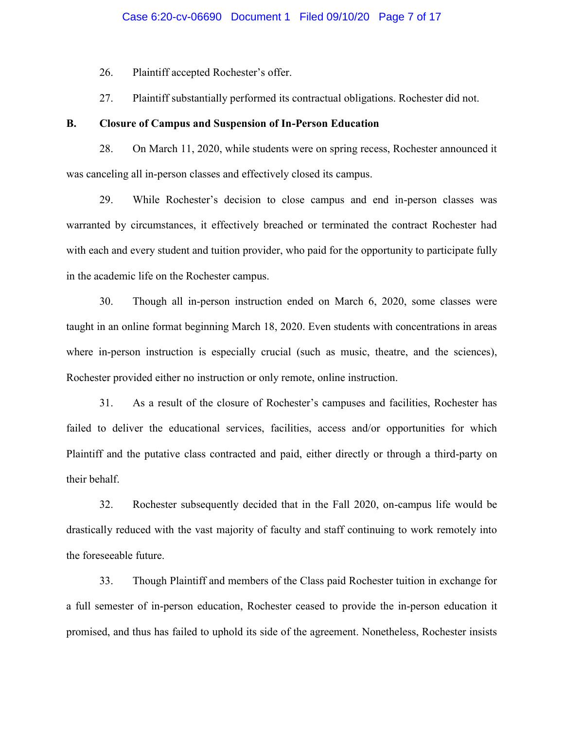26. Plaintiff accepted Rochester's offer.

27. Plaintiff substantially performed its contractual obligations. Rochester did not.

**B. Closure of Campus and Suspension of In-Person Education**

28. On March 11, 2020, while students were on spring recess, Rochester announced it was canceling all in-person classes and effectively closed its campus.

29. While Rochester's decision to close campus and end in-person classes was warranted by circumstances, it effectively breached or terminated the contract Rochester had with each and every student and tuition provider, who paid for the opportunity to participate fully in the academic life on the Rochester campus.

30. Though all in-person instruction ended on March 6, 2020, some classes were taught in an online format beginning March 18, 2020. Even students with concentrations in areas where in-person instruction is especially crucial (such as music, theatre, and the sciences), Rochester provided either no instruction or only remote, online instruction.

31. As a result of the closure of Rochester's campuses and facilities, Rochester has failed to deliver the educational services, facilities, access and/or opportunities for which Plaintiff and the putative class contracted and paid, either directly or through a third-party on their behalf.

32. Rochester subsequently decided that in the Fall 2020, on-campus life would be drastically reduced with the vast majority of faculty and staff continuing to work remotely into the foreseeable future.

33. Though Plaintiff and members of the Class paid Rochester tuition in exchange for a full semester of in-person education, Rochester ceased to provide the in-person education it promised, and thus has failed to uphold its side of the agreement. Nonetheless, Rochester insists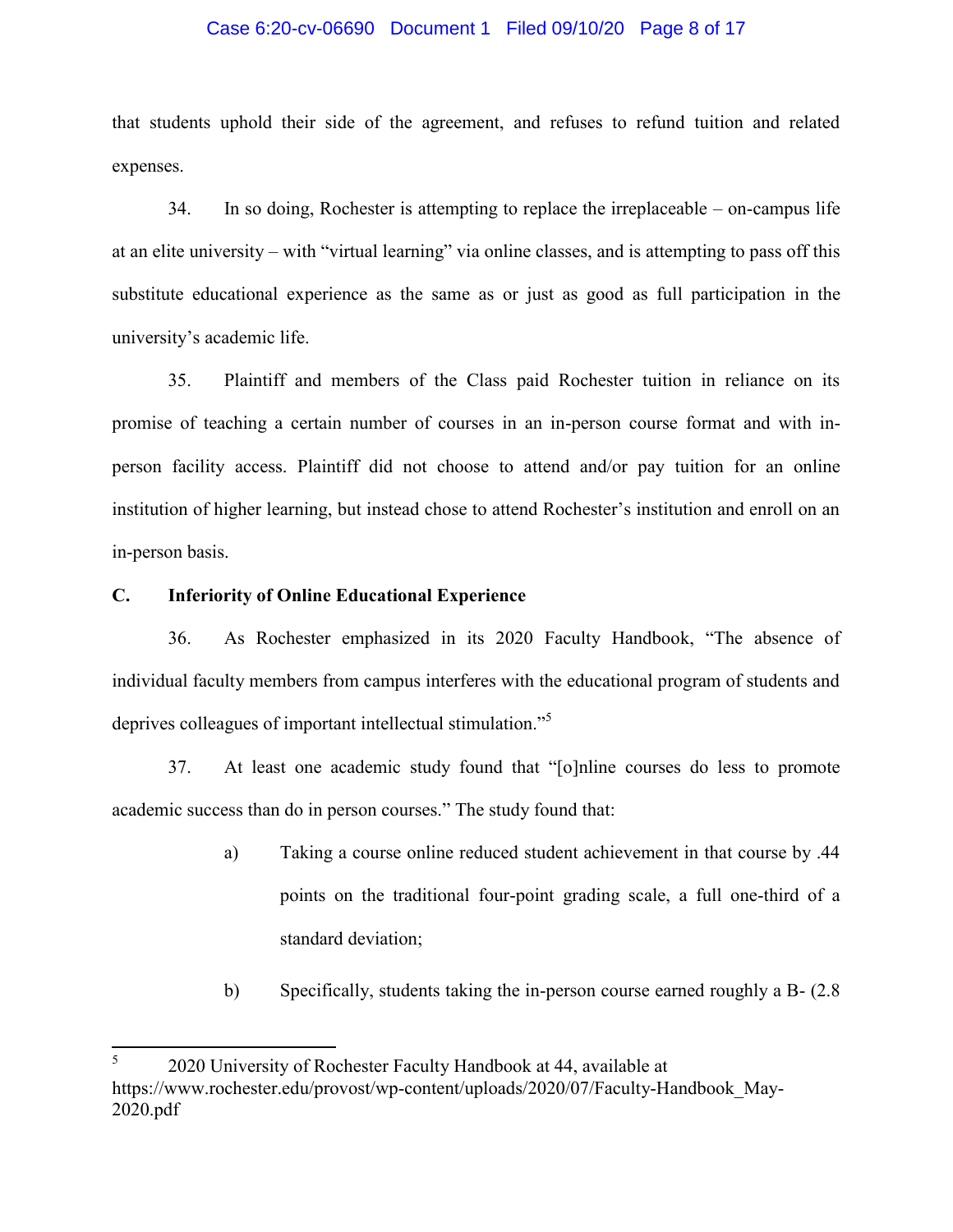that students uphold their side of the agreement, and refuses to refund tuition and related expenses.

34. In so doing, Rochester is attempting to replace the irreplaceable – on-campus life at an elite university – with "virtual learning" via online classes, and is attempting to pass off this substitute educational experience as the same as or just as good as full participation in the university's academic life.

35. Plaintiff and members of the Class paid Rochester tuition in reliance on its promise of teaching a certain number of courses in an in-person course format and with in-person facility access. Plaintiff did not choose to attend and/or pay tuition for an online institution of higher learning, but instead chose to attend Rochester's institution and enroll on an in-person basis.

**C. Inferiority of Online Educational Experience**

36. As Rochester emphasized in its 2020 Faculty Handbook, "The absence of individual faculty members from campus interferes with the educational program of students and deprives colleagues of important intellectual stimulation."[5]

37. At least one academic study found that "[o]nline courses do less to promote academic success than do in person courses." The study found that:

a) Taking a course online reduced student achievement in that course by .44 points on the traditional four-point grading scale, a full one-third of a standard deviation;

b) Specifically, students taking the in-person course earned roughly a B- (2.8

---

[5] 2020 University of Rochester Faculty Handbook at 44, available at https://www.rochester.edu/provost/wp-content/uploads/2020/07/Faculty-Handbook_May-2020.pdf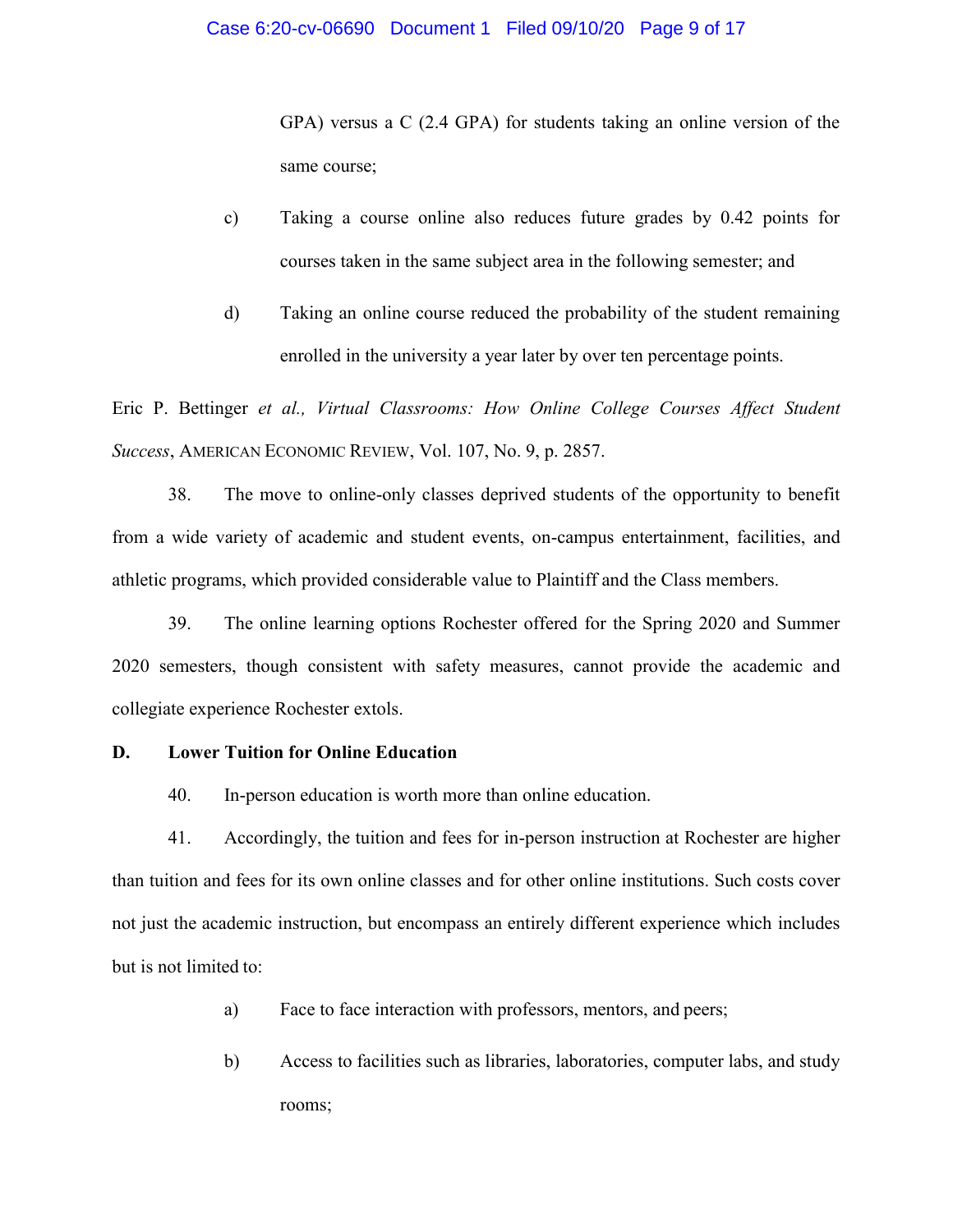GPA) versus a C (2.4 GPA) for students taking an online version of the same course;

c) Taking a course online also reduces future grades by 0.42 points for courses taken in the same subject area in the following semester; and

d) Taking an online course reduced the probability of the student remaining enrolled in the university a year later by over ten percentage points.

Eric P. Bettinger *et al., Virtual Classrooms: How Online College Courses Affect Student Success*, AMERICAN ECONOMIC REVIEW, Vol. 107, No. 9, p. 2857.

38. The move to online-only classes deprived students of the opportunity to benefit from a wide variety of academic and student events, on-campus entertainment, facilities, and athletic programs, which provided considerable value to Plaintiff and the Class members.

39. The online learning options Rochester offered for the Spring 2020 and Summer 2020 semesters, though consistent with safety measures, cannot provide the academic and collegiate experience Rochester extols.

**D. Lower Tuition for Online Education**

40. In-person education is worth more than online education.

41. Accordingly, the tuition and fees for in-person instruction at Rochester are higher than tuition and fees for its own online classes and for other online institutions. Such costs cover not just the academic instruction, but encompass an entirely different experience which includes but is not limited to:

a) Face to face interaction with professors, mentors, and peers;

b) Access to facilities such as libraries, laboratories, computer labs, and study rooms;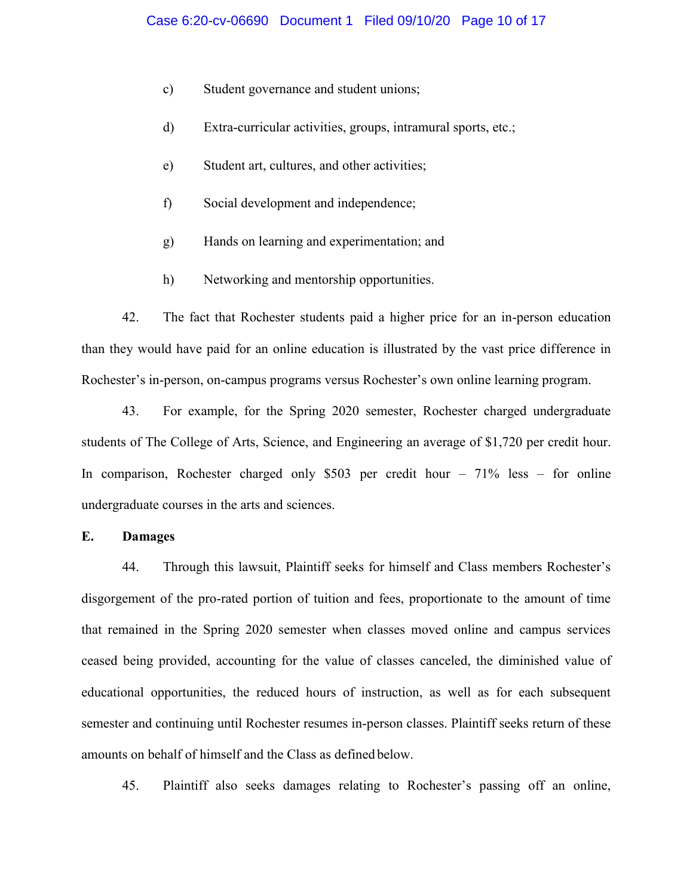c) Student governance and student unions;

d) Extra-curricular activities, groups, intramural sports, etc.;

e) Student art, cultures, and other activities;

f) Social development and independence;

g) Hands on learning and experimentation; and

h) Networking and mentorship opportunities.

42. The fact that Rochester students paid a higher price for an in-person education than they would have paid for an online education is illustrated by the vast price difference in Rochester's in-person, on-campus programs versus Rochester's own online learning program.

43. For example, for the Spring 2020 semester, Rochester charged undergraduate students of The College of Arts, Science, and Engineering an average of $1,720 per credit hour. In comparison, Rochester charged only $503 per credit hour – 71% less – for online undergraduate courses in the arts and sciences.

**E. Damages**

44. Through this lawsuit, Plaintiff seeks for himself and Class members Rochester's disgorgement of the pro-rated portion of tuition and fees, proportionate to the amount of time that remained in the Spring 2020 semester when classes moved online and campus services ceased being provided, accounting for the value of classes canceled, the diminished value of educational opportunities, the reduced hours of instruction, as well as for each subsequent semester and continuing until Rochester resumes in-person classes. Plaintiff seeks return of these amounts on behalf of himself and the Class as defined below.

45. Plaintiff also seeks damages relating to Rochester's passing off an online,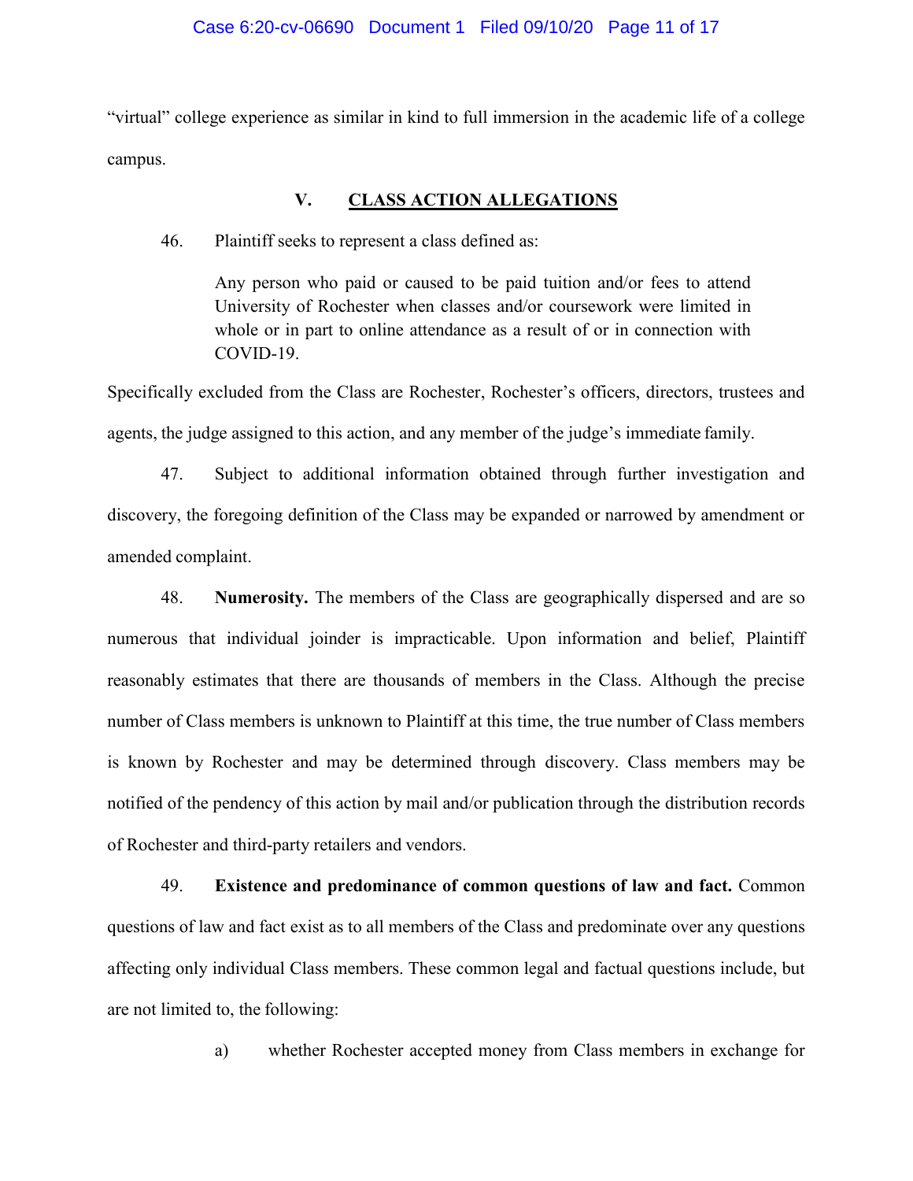"virtual" college experience as similar in kind to full immersion in the academic life of a college campus.

## V. CLASS ACTION ALLEGATIONS

46. Plaintiff seeks to represent a class defined as:

> Any person who paid or caused to be paid tuition and/or fees to attend University of Rochester when classes and/or coursework were limited in whole or in part to online attendance as a result of or in connection with COVID-19.

Specifically excluded from the Class are Rochester, Rochester's officers, directors, trustees and agents, the judge assigned to this action, and any member of the judge's immediate family.

47. Subject to additional information obtained through further investigation and discovery, the foregoing definition of the Class may be expanded or narrowed by amendment or amended complaint.

48. **Numerosity.** The members of the Class are geographically dispersed and are so numerous that individual joinder is impracticable. Upon information and belief, Plaintiff reasonably estimates that there are thousands of members in the Class. Although the precise number of Class members is unknown to Plaintiff at this time, the true number of Class members is known by Rochester and may be determined through discovery. Class members may be notified of the pendency of this action by mail and/or publication through the distribution records of Rochester and third-party retailers and vendors.

49. **Existence and predominance of common questions of law and fact.** Common questions of law and fact exist as to all members of the Class and predominate over any questions affecting only individual Class members. These common legal and factual questions include, but are not limited to, the following:

a) whether Rochester accepted money from Class members in exchange for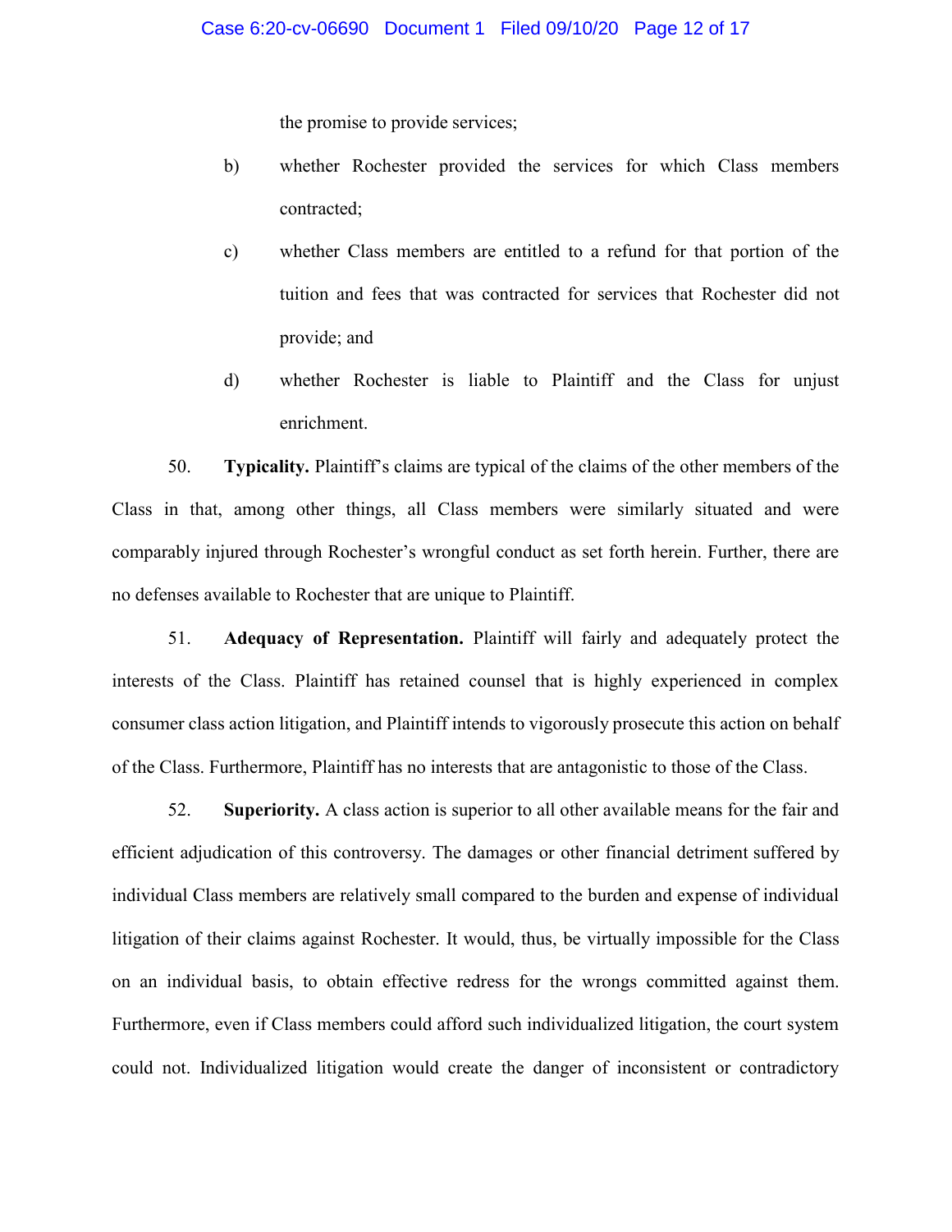the promise to provide services;

b) whether Rochester provided the services for which Class members contracted;

c) whether Class members are entitled to a refund for that portion of the tuition and fees that was contracted for services that Rochester did not provide; and

d) whether Rochester is liable to Plaintiff and the Class for unjust enrichment.

50. **Typicality.** Plaintiff's claims are typical of the claims of the other members of the Class in that, among other things, all Class members were similarly situated and were comparably injured through Rochester's wrongful conduct as set forth herein. Further, there are no defenses available to Rochester that are unique to Plaintiff.

51. **Adequacy of Representation.** Plaintiff will fairly and adequately protect the interests of the Class. Plaintiff has retained counsel that is highly experienced in complex consumer class action litigation, and Plaintiff intends to vigorously prosecute this action on behalf of the Class. Furthermore, Plaintiff has no interests that are antagonistic to those of the Class.

52. **Superiority.** A class action is superior to all other available means for the fair and efficient adjudication of this controversy. The damages or other financial detriment suffered by individual Class members are relatively small compared to the burden and expense of individual litigation of their claims against Rochester. It would, thus, be virtually impossible for the Class on an individual basis, to obtain effective redress for the wrongs committed against them. Furthermore, even if Class members could afford such individualized litigation, the court system could not. Individualized litigation would create the danger of inconsistent or contradictory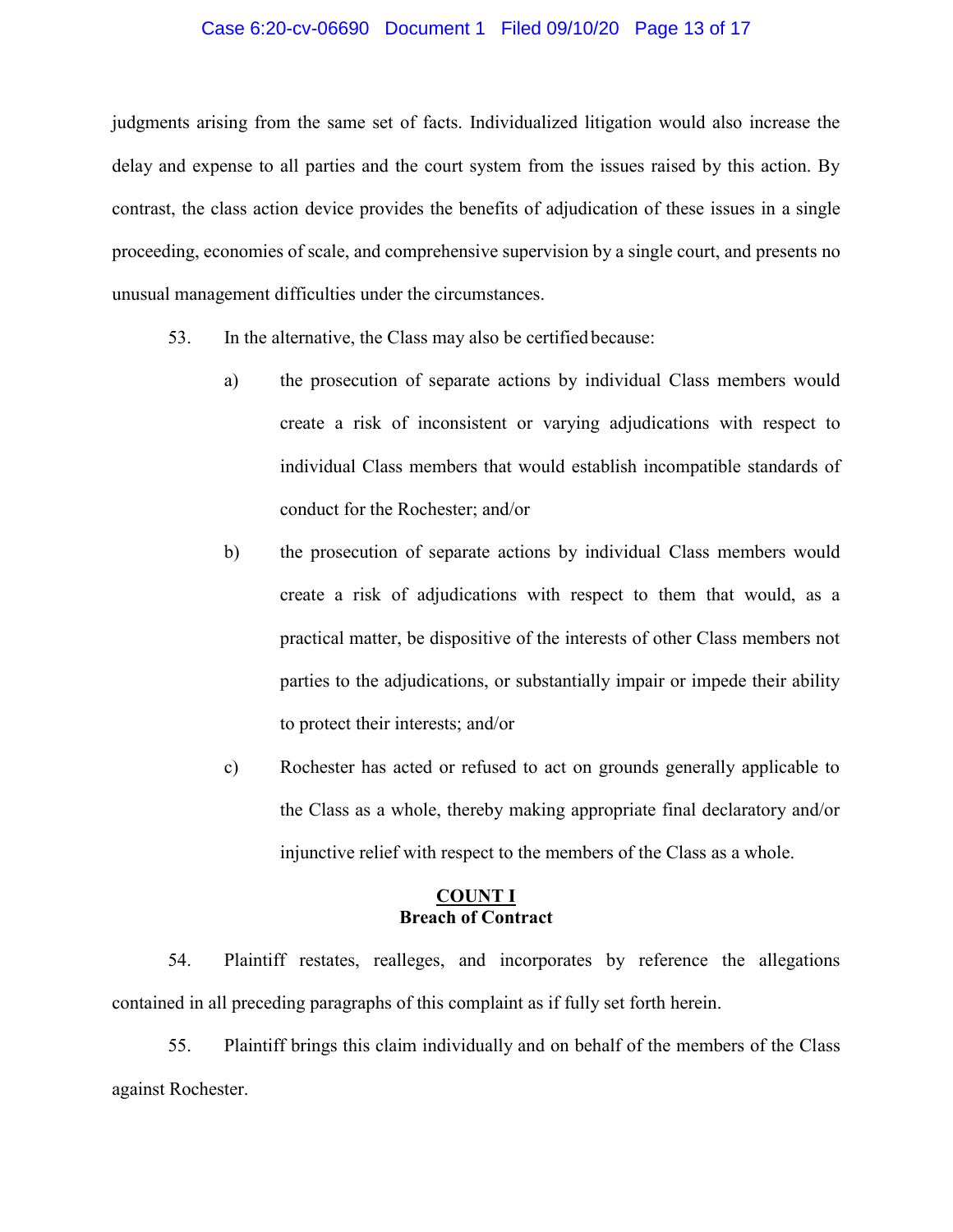judgments arising from the same set of facts. Individualized litigation would also increase the delay and expense to all parties and the court system from the issues raised by this action. By contrast, the class action device provides the benefits of adjudication of these issues in a single proceeding, economies of scale, and comprehensive supervision by a single court, and presents no unusual management difficulties under the circumstances.

53. In the alternative, the Class may also be certified because:

a) the prosecution of separate actions by individual Class members would create a risk of inconsistent or varying adjudications with respect to individual Class members that would establish incompatible standards of conduct for the Rochester; and/or

b) the prosecution of separate actions by individual Class members would create a risk of adjudications with respect to them that would, as a practical matter, be dispositive of the interests of other Class members not parties to the adjudications, or substantially impair or impede their ability to protect their interests; and/or

c) Rochester has acted or refused to act on grounds generally applicable to the Class as a whole, thereby making appropriate final declaratory and/or injunctive relief with respect to the members of the Class as a whole.

## COUNT I
## Breach of Contract

54. Plaintiff restates, realleges, and incorporates by reference the allegations contained in all preceding paragraphs of this complaint as if fully set forth herein.

55. Plaintiff brings this claim individually and on behalf of the members of the Class against Rochester.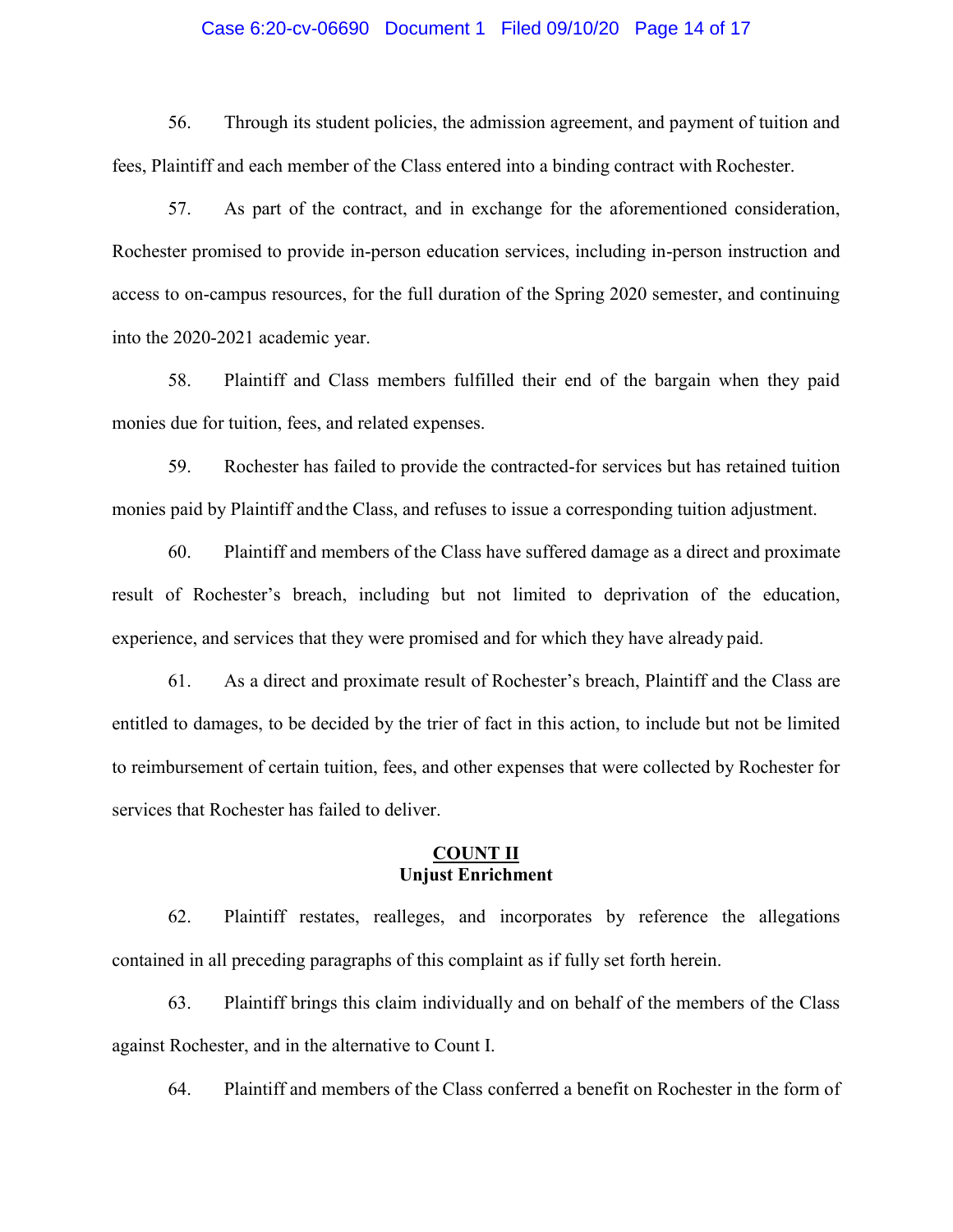56. Through its student policies, the admission agreement, and payment of tuition and fees, Plaintiff and each member of the Class entered into a binding contract with Rochester.

57. As part of the contract, and in exchange for the aforementioned consideration, Rochester promised to provide in-person education services, including in-person instruction and access to on-campus resources, for the full duration of the Spring 2020 semester, and continuing into the 2020-2021 academic year.

58. Plaintiff and Class members fulfilled their end of the bargain when they paid monies due for tuition, fees, and related expenses.

59. Rochester has failed to provide the contracted-for services but has retained tuition monies paid by Plaintiff and the Class, and refuses to issue a corresponding tuition adjustment.

60. Plaintiff and members of the Class have suffered damage as a direct and proximate result of Rochester's breach, including but not limited to deprivation of the education, experience, and services that they were promised and for which they have already paid.

61. As a direct and proximate result of Rochester's breach, Plaintiff and the Class are entitled to damages, to be decided by the trier of fact in this action, to include but not be limited to reimbursement of certain tuition, fees, and other expenses that were collected by Rochester for services that Rochester has failed to deliver.

**COUNT II**
**Unjust Enrichment**

62. Plaintiff restates, realleges, and incorporates by reference the allegations contained in all preceding paragraphs of this complaint as if fully set forth herein.

63. Plaintiff brings this claim individually and on behalf of the members of the Class against Rochester, and in the alternative to Count I.

64. Plaintiff and members of the Class conferred a benefit on Rochester in the form of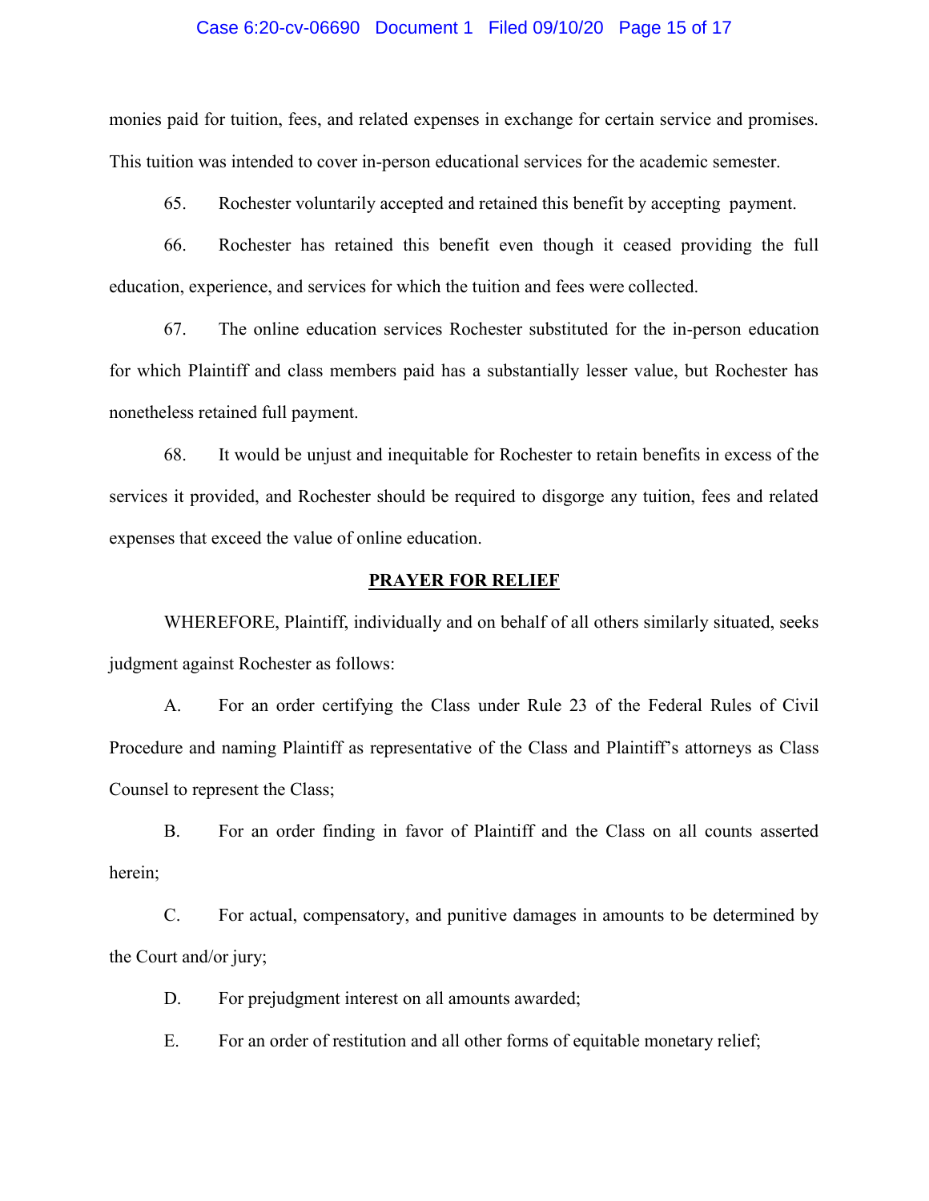monies paid for tuition, fees, and related expenses in exchange for certain service and promises. This tuition was intended to cover in-person educational services for the academic semester.

65. Rochester voluntarily accepted and retained this benefit by accepting payment.

66. Rochester has retained this benefit even though it ceased providing the full education, experience, and services for which the tuition and fees were collected.

67. The online education services Rochester substituted for the in-person education for which Plaintiff and class members paid has a substantially lesser value, but Rochester has nonetheless retained full payment.

68. It would be unjust and inequitable for Rochester to retain benefits in excess of the services it provided, and Rochester should be required to disgorge any tuition, fees and related expenses that exceed the value of online education.

## PRAYER FOR RELIEF

WHEREFORE, Plaintiff, individually and on behalf of all others similarly situated, seeks judgment against Rochester as follows:

A. For an order certifying the Class under Rule 23 of the Federal Rules of Civil Procedure and naming Plaintiff as representative of the Class and Plaintiff's attorneys as Class Counsel to represent the Class;

B. For an order finding in favor of Plaintiff and the Class on all counts asserted herein;

C. For actual, compensatory, and punitive damages in amounts to be determined by the Court and/or jury;

D. For prejudgment interest on all amounts awarded;

E. For an order of restitution and all other forms of equitable monetary relief;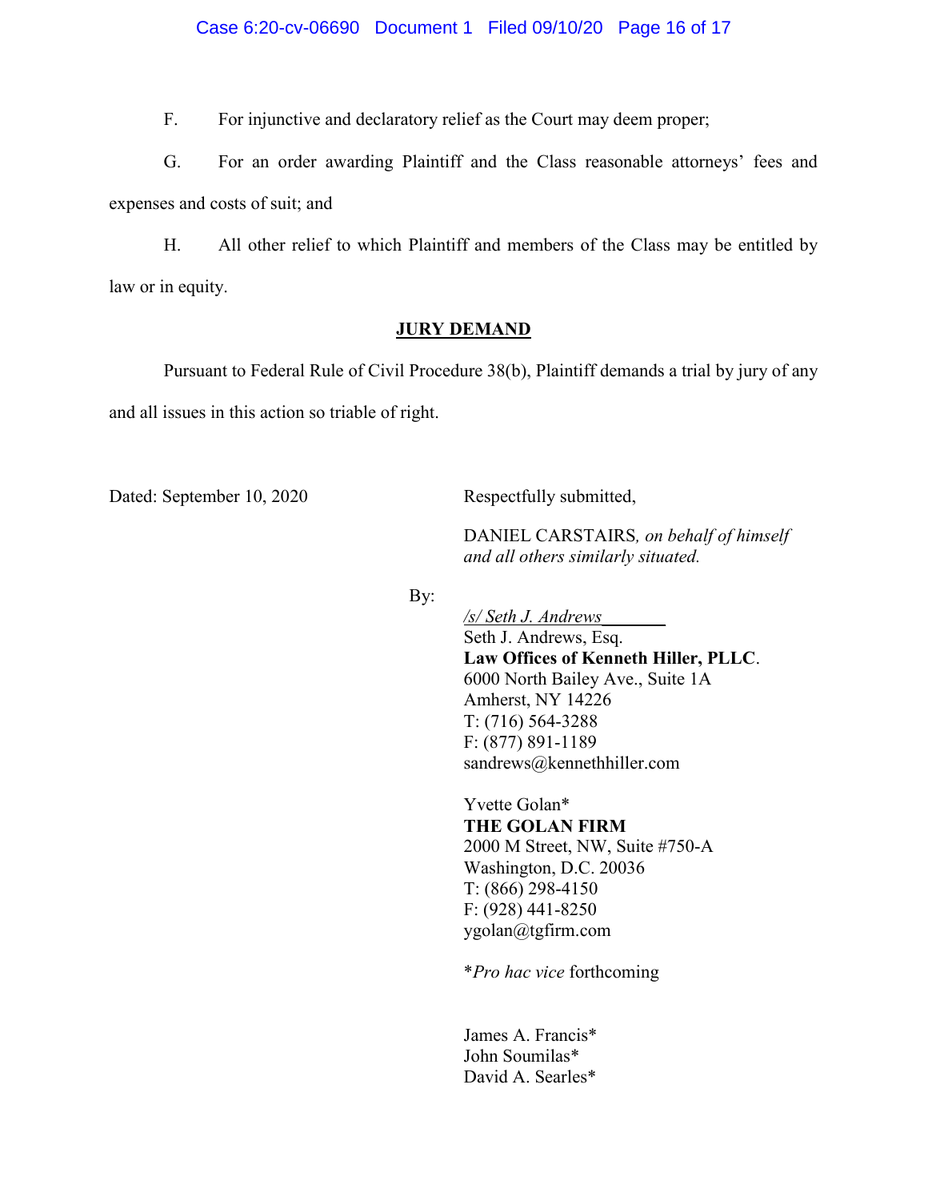F. For injunctive and declaratory relief as the Court may deem proper;

G. For an order awarding Plaintiff and the Class reasonable attorneys' fees and expenses and costs of suit; and

H. All other relief to which Plaintiff and members of the Class may be entitled by law or in equity.

## JURY DEMAND

Pursuant to Federal Rule of Civil Procedure 38(b), Plaintiff demands a trial by jury of any and all issues in this action so triable of right.

Dated: September 10, 2020

Respectfully submitted,

DANIEL CARSTAIRS*, on behalf of himself and all others similarly situated.*

By:

*/s/ Seth J. Andrews*\_\_\_\_\_\_\_
Seth J. Andrews, Esq.
**Law Offices of Kenneth Hiller, PLLC**.
6000 North Bailey Ave., Suite 1A
Amherst, NY 14226
T: (716) 564-3288
F: (877) 891-1189
sandrews@kennethhiller.com

Yvette Golan*
**THE GOLAN FIRM**
2000 M Street, NW, Suite #750-A
Washington, D.C. 20036
T: (866) 298-4150
F: (928) 441-8250
ygolan@tgfirm.com

\**Pro hac vice* forthcoming

James A. Francis*
John Soumilas*
David A. Searles*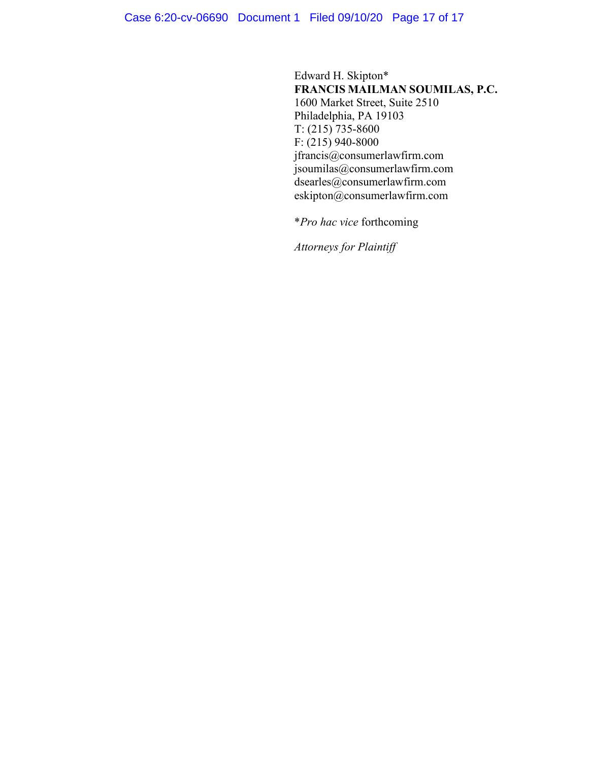Edward H. Skipton*
**FRANCIS MAILMAN SOUMILAS, P.C.**
1600 Market Street, Suite 2510
Philadelphia, PA 19103
T: (215) 735-8600
F: (215) 940-8000
jfrancis@consumerlawfirm.com
jsoumilas@consumerlawfirm.com
dsearles@consumerlawfirm.com
eskipton@consumerlawfirm.com

**Pro hac vice* forthcoming

*Attorneys for Plaintiff*